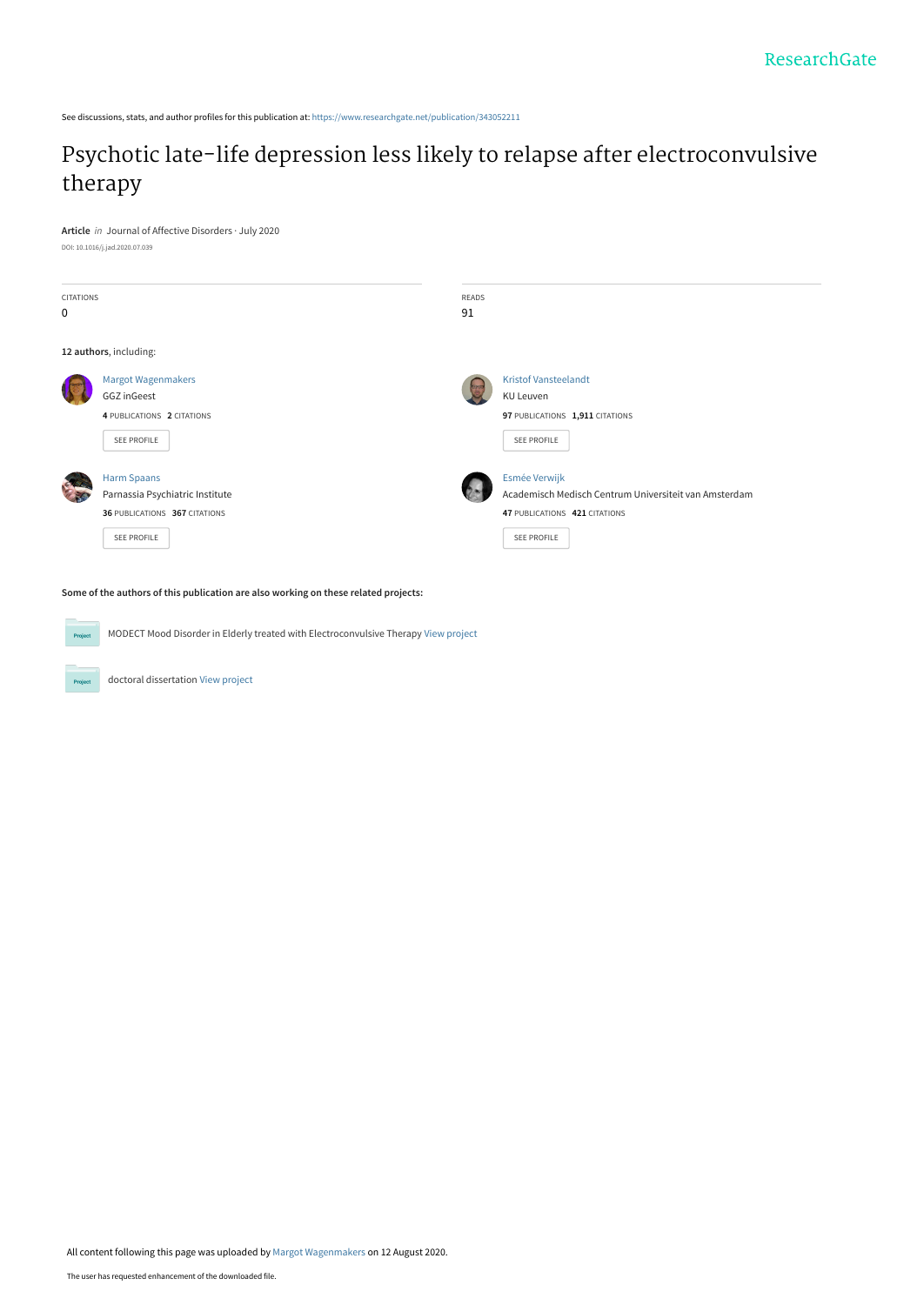See discussions, stats, and author profiles for this publication at: https://www.researchgate.net/publication/343052211

# Psychotic late-life depression less likely to relapse after electroconvulsive therapy

**Article** *in* Journal of Affective Disorders · July 2020

DOI: 10.1016/j.jad.2020.07.039

CITATIONS
0

READS
91

**12 authors**, including:

Margot Wagenmakers
GGZ inGeest
4 PUBLICATIONS 2 CITATIONS
SEE PROFILE

Kristof Vansteelandt
KU Leuven
97 PUBLICATIONS 1,911 CITATIONS
SEE PROFILE

Harm Spaans
Parnassia Psychiatric Institute
36 PUBLICATIONS 367 CITATIONS
SEE PROFILE

Esmée Verwijk
Academisch Medisch Centrum Universiteit van Amsterdam
47 PUBLICATIONS 421 CITATIONS
SEE PROFILE

**Some of the authors of this publication are also working on these related projects:**

MODECT Mood Disorder in Elderly treated with Electroconvulsive Therapy View project

doctoral dissertation View project

All content following this page was uploaded by Margot Wagenmakers on 12 August 2020.

The user has requested enhancement of the downloaded file.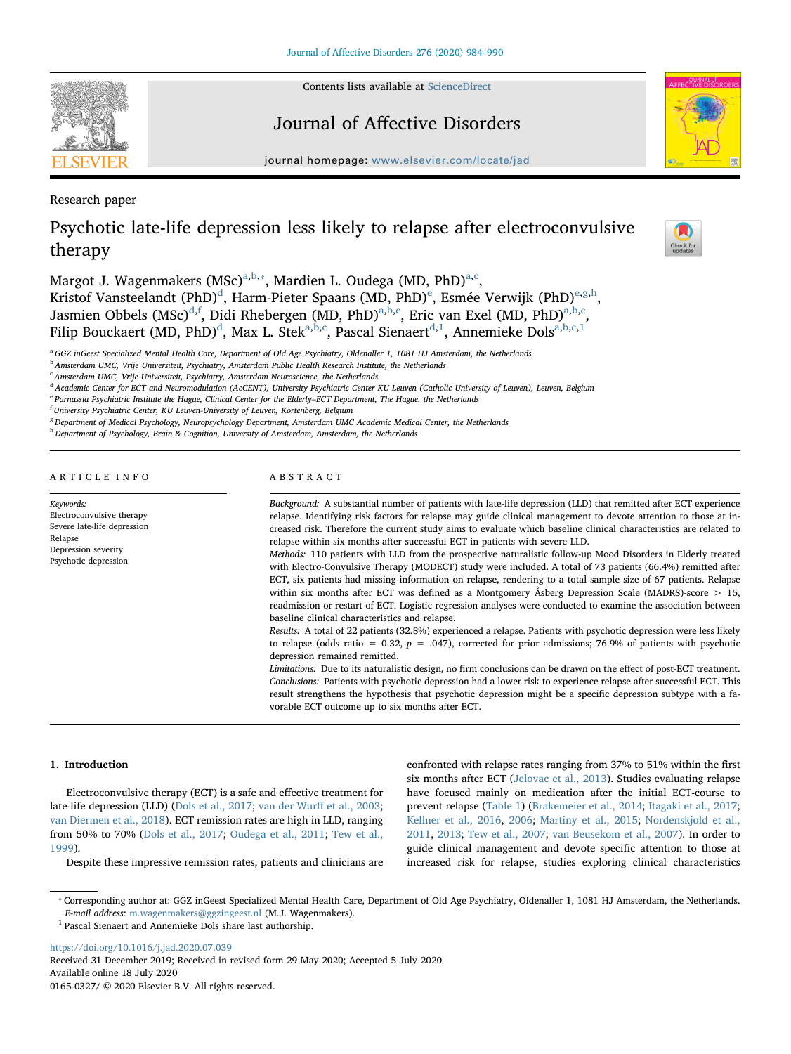Research paper

# Psychotic late-life depression less likely to relapse after electroconvulsive therapy

Margot J. Wagenmakers (MSc)[a,b,*], Mardien L. Oudega (MD, PhD)[a,c], Kristof Vansteelandt (PhD)[d], Harm-Pieter Spaans (MD, PhD)[e], Esmée Verwijk (PhD)[e,g,h], Jasmien Obbels (MSc)[d,f], Didi Rhebergen (MD, PhD)[a,b,c], Eric van Exel (MD, PhD)[a,b,c], Filip Bouckaert (MD, PhD)[d], Max L. Stek[a,b,c], Pascal Sienaert[d,1], Annemieke Dols[a,b,c,1]

[a] GGZ inGeest Specialized Mental Health Care, Department of Old Age Psychiatry, Oldenaller 1, 1081 HJ Amsterdam, the Netherlands
[b] Amsterdam UMC, Vrije Universiteit, Psychiatry, Amsterdam Public Health Research Institute, the Netherlands
[c] Amsterdam UMC, Vrije Universiteit, Psychiatry, Amsterdam Neuroscience, the Netherlands
[d] Academic Center for ECT and Neuromodulation (AcCENT), University Psychiatric Center KU Leuven (Catholic University of Leuven), Leuven, Belgium
[e] Parnassia Psychiatric Institute the Hague, Clinical Center for the Elderly–ECT Department, The Hague, the Netherlands
[f] University Psychiatric Center, KU Leuven-University of Leuven, Kortenberg, Belgium
[g] Department of Medical Psychology, Neuropsychology Department, Amsterdam UMC Academic Medical Center, the Netherlands
[h] Department of Psychology, Brain & Cognition, University of Amsterdam, Amsterdam, the Netherlands

## ARTICLE INFO

*Keywords:*
Electroconvulsive therapy
Severe late-life depression
Relapse
Depression severity
Psychotic depression

## ABSTRACT

*Background:* A substantial number of patients with late-life depression (LLD) that remitted after ECT experience relapse. Identifying risk factors for relapse may guide clinical management to devote attention to those at increased risk. Therefore the current study aims to evaluate which baseline clinical characteristics are related to relapse within six months after successful ECT in patients with severe LLD.

*Methods:* 110 patients with LLD from the prospective naturalistic follow-up Mood Disorders in Elderly treated with Electro-Convulsive Therapy (MODECT) study were included. A total of 73 patients (66.4%) remitted after ECT, six patients had missing information on relapse, rendering to a total sample size of 67 patients. Relapse within six months after ECT was defined as a Montgomery Åsberg Depression Scale (MADRS)-score > 15, readmission or restart of ECT. Logistic regression analyses were conducted to examine the association between baseline clinical characteristics and relapse.

*Results:* A total of 22 patients (32.8%) experienced a relapse. Patients with psychotic depression were less likely to relapse (odds ratio = 0.32, $p$ = .047), corrected for prior admissions; 76.9% of patients with psychotic depression remained remitted.

*Limitations:* Due to its naturalistic design, no firm conclusions can be drawn on the effect of post-ECT treatment.

*Conclusions:* Patients with psychotic depression had a lower risk to experience relapse after successful ECT. This result strengthens the hypothesis that psychotic depression might be a specific depression subtype with a favorable ECT outcome up to six months after ECT.

## 1. Introduction

Electroconvulsive therapy (ECT) is a safe and effective treatment for late-life depression (LLD) (Dols et al., 2017; van der Wurff et al., 2003; van Diermen et al., 2018). ECT remission rates are high in LLD, ranging from 50% to 70% (Dols et al., 2017; Oudega et al., 2011; Tew et al., 1999).

Despite these impressive remission rates, patients and clinicians are confronted with relapse rates ranging from 37% to 51% within the first six months after ECT (Jelovac et al., 2013). Studies evaluating relapse have focused mainly on medication after the initial ECT-course to prevent relapse (Table 1) (Brakemeier et al., 2014; Itagaki et al., 2017; Kellner et al., 2016, 2006; Martiny et al., 2015; Nordenskjold et al., 2011, 2013; Tew et al., 2007; van Beusekom et al., 2007). In order to guide clinical management and devote specific attention to those at increased risk for relapse, studies exploring clinical characteristics

* Corresponding author at: GGZ inGeest Specialized Mental Health Care, Department of Old Age Psychiatry, Oldenaller 1, 1081 HJ Amsterdam, the Netherlands.
*E-mail address:* m.wagenmakers@ggzingeest.nl (M.J. Wagenmakers).

[1] Pascal Sienaert and Annemieke Dols share last authorship.

https://doi.org/10.1016/j.jad.2020.07.039
Received 31 December 2019; Received in revised form 29 May 2020; Accepted 5 July 2020
Available online 18 July 2020
0165-0327/ © 2020 Elsevier B.V. All rights reserved.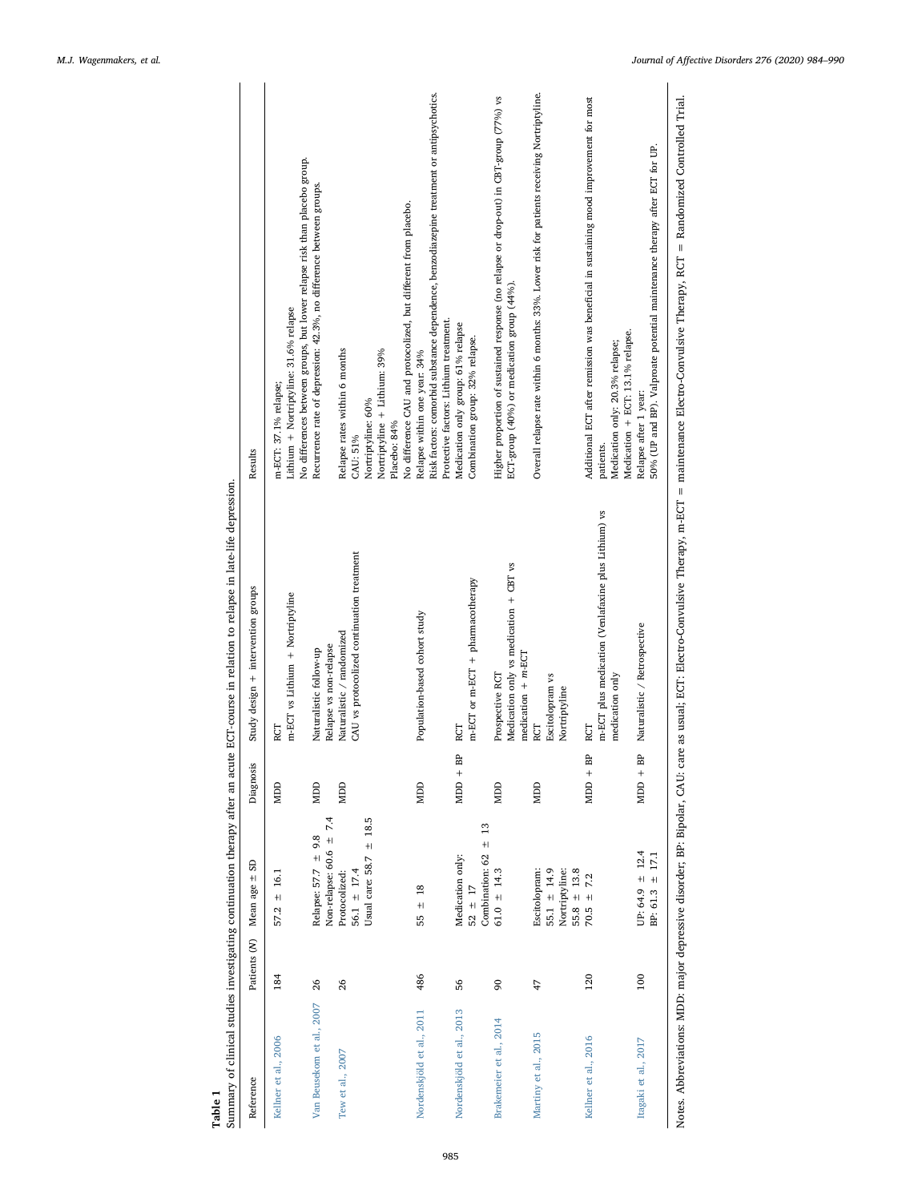**Table 1**
Summary of clinical studies investigating continuation therapy after an acute ECT-course in relation to relapse in late-life depression.

| Reference | Patients (N) | Mean age ± SD | Diagnosis | Study design + intervention groups | Results |
|---|---|---|---|---|---|
| Kellner et al., 2006 | 184 | 57.2 ± 16.1 | MDD | RCT<br>m-ECT vs Lithium + Nortriptyline | m-ECT: 37.1% relapse;<br>Lithium + Nortriptyline: 31.6% relapse<br>No differences between groups, but lower relapse risk than placebo group. |
| Van Beusekom et al., 2007 | 26 | Relapse: 57.7 ± 9.8<br>Non-relapse: 60.6 ± 7.4 | MDD | Naturalistic follow-up<br>Relapse vs non-relapse | Recurrence rate of depression: 42.3%, no difference between groups. |
| Tew et al., 2007 | 26 | Protocolized:<br>56.1 ± 17.4<br>Usual care: 58.7 ± 18.5 | MDD | Naturalistic / randomized<br>CAU vs protocolized continuation treatment | Relapse rates within 6 months<br>CAU: 51%<br>Nortriptyline: 60%<br>Nortriptyline + Lithium: 39%<br>Placebo: 84%<br>No difference CAU and protocolized, but different from placebo. |
| Nordenskjöld et al., 2011 | 486 | 55 ± 18 | MDD | Population-based cohort study | Relapse within one year: 34%<br>Risk factors: comorbid substance dependence, benzodiazepine treatment or antipsychotics.<br>Protective factors: Lithium treatment. |
| Nordenskjöld et al., 2013 | 56 | Medication only:<br>52 ± 17<br>Combination: 62 ± 13 | MDD + BP | RCT<br>m-ECT or m-ECT + pharmacotherapy | Medication only group: 61% relapse<br>Combination group: 32% relapse. |
| Brakemeier et al., 2014 | 90 | 61.0 ± 14.3 | MDD | Prospective RCT<br>Medication only vs medication + CBT vs medication + m-ECT | Higher proportion of sustained response (no relapse or drop-out) in CBT-group (77%) vs ECT-group (40%) or medication group (44%). |
| Martiny et al., 2015 | 47 | Escitalopram:<br>55.1 ± 14.9<br>Nortriptyline:<br>55.8 ± 13.8 | MDD | RCT<br>Escitalopram vs<br>Nortriptyline | Overall relapse rate within 6 months: 33%. Lower risk for patients receiving Nortriptyline. |
| Kellner et al., 2016 | 120 | 70.5 ± 7.2 | MDD + BP | RCT<br>m-ECT plus medication (Venlafaxine plus Lithium) vs medication only | Additional ECT after remission was beneficial in sustaining mood improvement for most patients.<br>Medication only: 20.3% relapse;<br>Medication + ECT: 13.1% relapse. |
| Itagaki et al., 2017 | 100 | UP: 64.9 ± 12.4<br>BP: 61.3 ± 17.1 | MDD + BP | Naturalistic / Retrospective | Relapse after 1 year:<br>50% (UP and BP). Valproate potential maintenance therapy after ECT for UP. |

Notes. Abbreviations: MDD: major depressive disorder; BP: Bipolar, CAU: care as usual; ECT: Electro-Convulsive Therapy, m-ECT = maintenance Electro-Convulsive Therapy, RCT = Randomized Controlled Trial.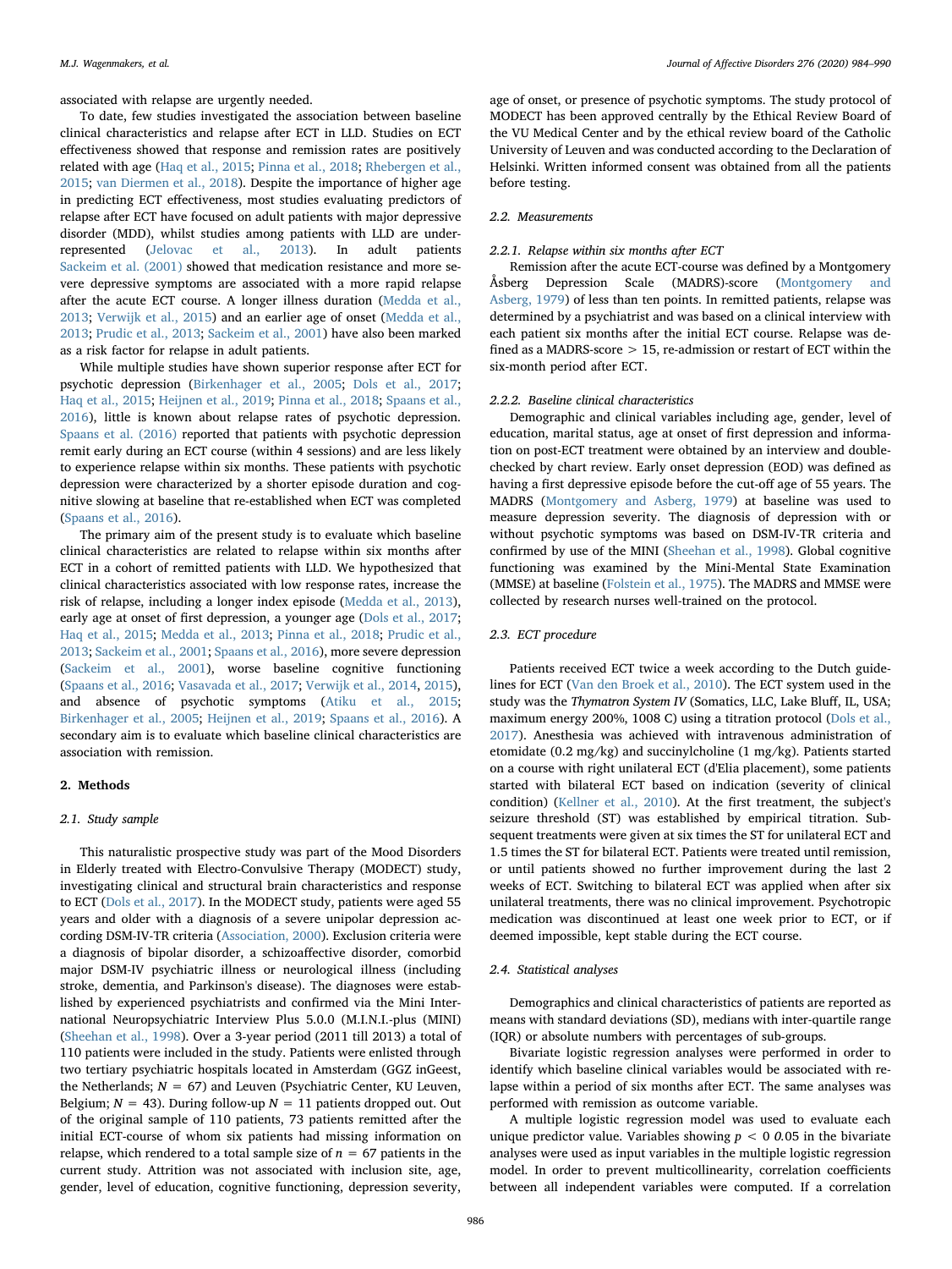associated with relapse are urgently needed.

To date, few studies investigated the association between baseline clinical characteristics and relapse after ECT in LLD. Studies on ECT effectiveness showed that response and remission rates are positively related with age (Haq et al., 2015; Pinna et al., 2018; Rhebergen et al., 2015; van Diermen et al., 2018). Despite the importance of higher age in predicting ECT effectiveness, most studies evaluating predictors of relapse after ECT have focused on adult patients with major depressive disorder (MDD), whilst studies among patients with LLD are under-represented (Jelovac et al., 2013). In adult patients Sackeim et al. (2001) showed that medication resistance and more severe depressive symptoms are associated with a more rapid relapse after the acute ECT course. A longer illness duration (Medda et al., 2013; Verwijk et al., 2015) and an earlier age of onset (Medda et al., 2013; Prudic et al., 2013; Sackeim et al., 2001) have also been marked as a risk factor for relapse in adult patients.

While multiple studies have shown superior response after ECT for psychotic depression (Birkenhager et al., 2005; Dols et al., 2017; Haq et al., 2015; Heijnen et al., 2019; Pinna et al., 2018; Spaans et al., 2016), little is known about relapse rates of psychotic depression. Spaans et al. (2016) reported that patients with psychotic depression remit early during an ECT course (within 4 sessions) and are less likely to experience relapse within six months. These patients with psychotic depression were characterized by a shorter episode duration and cognitive slowing at baseline that re-established when ECT was completed (Spaans et al., 2016).

The primary aim of the present study is to evaluate which baseline clinical characteristics are related to relapse within six months after ECT in a cohort of remitted patients with LLD. We hypothesized that clinical characteristics associated with low response rates, increase the risk of relapse, including a longer index episode (Medda et al., 2013), early age at onset of first depression, a younger age (Dols et al., 2017; Haq et al., 2015; Medda et al., 2013; Pinna et al., 2018; Prudic et al., 2013; Sackeim et al., 2001; Spaans et al., 2016), more severe depression (Sackeim et al., 2001), worse baseline cognitive functioning (Spaans et al., 2016; Vasavada et al., 2017; Verwijk et al., 2014, 2015), and absence of psychotic symptoms (Atiku et al., 2015; Birkenhager et al., 2005; Heijnen et al., 2019; Spaans et al., 2016). A secondary aim is to evaluate which baseline clinical characteristics are association with remission.

## 2. Methods

### 2.1. Study sample

This naturalistic prospective study was part of the Mood Disorders in Elderly treated with Electro-Convulsive Therapy (MODECT) study, investigating clinical and structural brain characteristics and response to ECT (Dols et al., 2017). In the MODECT study, patients were aged 55 years and older with a diagnosis of a severe unipolar depression according DSM-IV-TR criteria (Association, 2000). Exclusion criteria were a diagnosis of bipolar disorder, a schizoaffective disorder, comorbid major DSM-IV psychiatric illness or neurological illness (including stroke, dementia, and Parkinson's disease). The diagnoses were established by experienced psychiatrists and confirmed via the Mini International Neuropsychiatric Interview Plus 5.0.0 (M.I.N.I.-plus (MINI) (Sheehan et al., 1998). Over a 3-year period (2011 till 2013) a total of 110 patients were included in the study. Patients were enlisted through two tertiary psychiatric hospitals located in Amsterdam (GGZ inGeest, the Netherlands; $N = 67$) and Leuven (Psychiatric Center, KU Leuven, Belgium; $N = 43$). During follow-up $N = 11$ patients dropped out. Out of the original sample of 110 patients, 73 patients remitted after the initial ECT-course of whom six patients had missing information on relapse, which rendered to a total sample size of $n = 67$ patients in the current study. Attrition was not associated with inclusion site, age, gender, level of education, cognitive functioning, depression severity, age of onset, or presence of psychotic symptoms. The study protocol of MODECT has been approved centrally by the Ethical Review Board of the VU Medical Center and by the ethical review board of the Catholic University of Leuven and was conducted according to the Declaration of Helsinki. Written informed consent was obtained from all the patients before testing.

### 2.2. Measurements

#### 2.2.1. Relapse within six months after ECT

Remission after the acute ECT-course was defined by a Montgomery Åsberg Depression Scale (MADRS)-score (Montgomery and Asberg, 1979) of less than ten points. In remitted patients, relapse was determined by a psychiatrist and was based on a clinical interview with each patient six months after the initial ECT course. Relapse was defined as a MADRS-score $> 15$, re-admission or restart of ECT within the six-month period after ECT.

#### 2.2.2. Baseline clinical characteristics

Demographic and clinical variables including age, gender, level of education, marital status, age at onset of first depression and information on post-ECT treatment were obtained by an interview and double-checked by chart review. Early onset depression (EOD) was defined as having a first depressive episode before the cut-off age of 55 years. The MADRS (Montgomery and Asberg, 1979) at baseline was used to measure depression severity. The diagnosis of depression with or without psychotic symptoms was based on DSM-IV-TR criteria and confirmed by use of the MINI (Sheehan et al., 1998). Global cognitive functioning was examined by the Mini-Mental State Examination (MMSE) at baseline (Folstein et al., 1975). The MADRS and MMSE were collected by research nurses well-trained on the protocol.

### 2.3. ECT procedure

Patients received ECT twice a week according to the Dutch guidelines for ECT (Van den Broek et al., 2010). The ECT system used in the study was the *Thymatron System IV* (Somatics, LLC, Lake Bluff, IL, USA; maximum energy 200%, 1008 C) using a titration protocol (Dols et al., 2017). Anesthesia was achieved with intravenous administration of etomidate (0.2 mg/kg) and succinylcholine (1 mg/kg). Patients started on a course with right unilateral ECT (d'Elia placement), some patients started with bilateral ECT based on indication (severity of clinical condition) (Kellner et al., 2010). At the first treatment, the subject's seizure threshold (ST) was established by empirical titration. Subsequent treatments were given at six times the ST for unilateral ECT and 1.5 times the ST for bilateral ECT. Patients were treated until remission, or until patients showed no further improvement during the last 2 weeks of ECT. Switching to bilateral ECT was applied when after six unilateral treatments, there was no clinical improvement. Psychotropic medication was discontinued at least one week prior to ECT, or if deemed impossible, kept stable during the ECT course.

### 2.4. Statistical analyses

Demographics and clinical characteristics of patients are reported as means with standard deviations (SD), medians with inter-quartile range (IQR) or absolute numbers with percentages of sub-groups.

Bivariate logistic regression analyses were performed in order to identify which baseline clinical variables would be associated with relapse within a period of six months after ECT. The same analyses was performed with remission as outcome variable.

A multiple logistic regression model was used to evaluate each unique predictor value. Variables showing $p < 0\ 0.05$ in the bivariate analyses were used as input variables in the multiple logistic regression model. In order to prevent multicollinearity, correlation coefficients between all independent variables were computed. If a correlation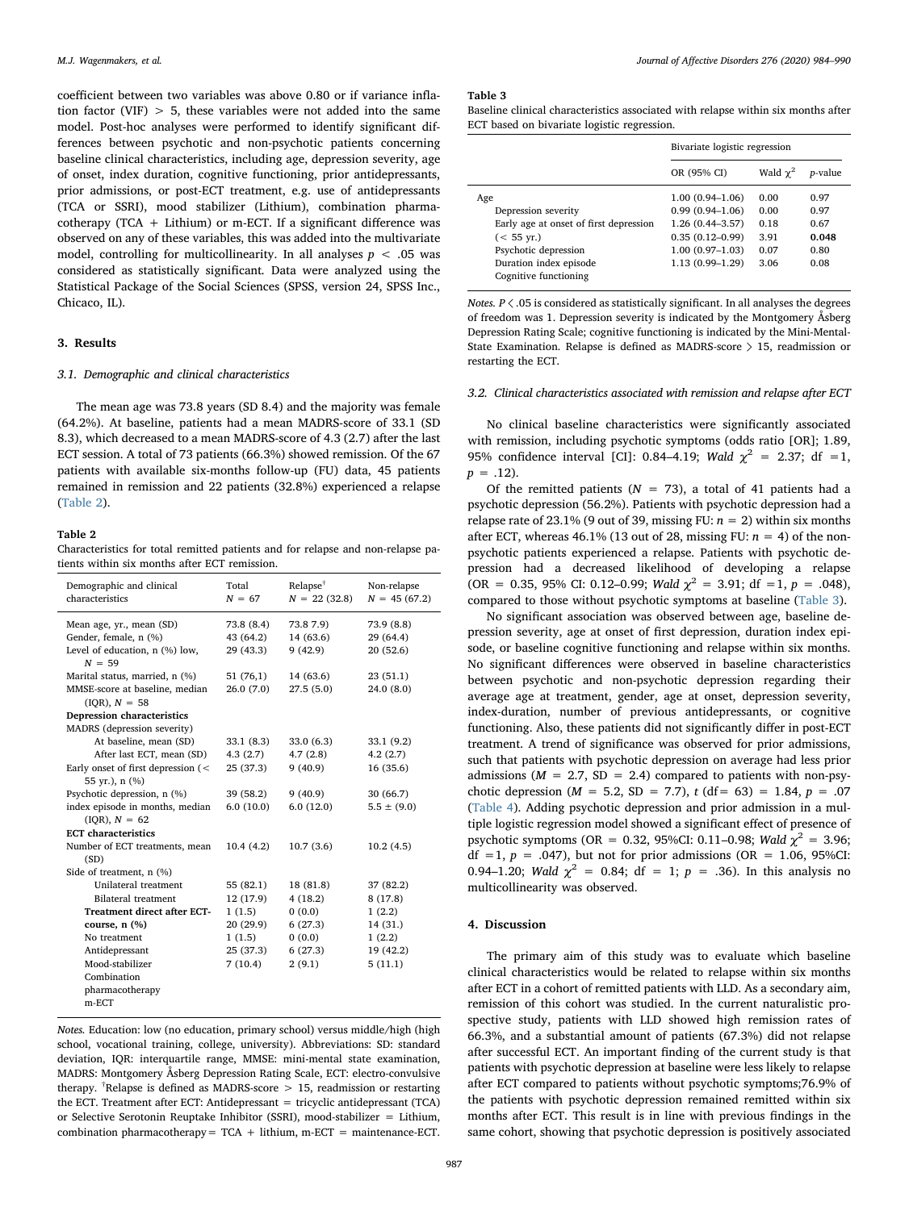coefficient between two variables was above 0.80 or if variance inflation factor (VIF) > 5, these variables were not added into the same model. Post-hoc analyses were performed to identify significant differences between psychotic and non-psychotic patients concerning baseline clinical characteristics, including age, depression severity, age of onset, index duration, cognitive functioning, prior antidepressants, prior admissions, or post-ECT treatment, e.g. use of antidepressants (TCA or SSRI), mood stabilizer (Lithium), combination pharmacotherapy (TCA + Lithium) or m-ECT. If a significant difference was observed on any of these variables, this was added into the multivariate model, controlling for multicollinearity. In all analyses $p < .05$ was considered as statistically significant. Data were analyzed using the Statistical Package of the Social Sciences (SPSS, version 24, SPSS Inc., Chicaco, IL).

## 3. Results

### 3.1. Demographic and clinical characteristics

The mean age was 73.8 years (SD 8.4) and the majority was female (64.2%). At baseline, patients had a mean MADRS-score of 33.1 (SD 8.3), which decreased to a mean MADRS-score of 4.3 (2.7) after the last ECT session. A total of 73 patients (66.3%) showed remission. Of the 67 patients with available six-months follow-up (FU) data, 45 patients remained in remission and 22 patients (32.8%) experienced a relapse (Table 2).

**Table 2**
Characteristics for total remitted patients and for relapse and non-relapse patients within six months after ECT remission.

| Demographic and clinical characteristics | Total N = 67 | Relapse[†] N = 22 (32.8) | Non-relapse N = 45 (67.2) |
|---|---|---|---|
| Mean age, yr., mean (SD) | 73.8 (8.4) | 73.8 7.9) | 73.9 (8.8) |
| Gender, female, n (%) | 43 (64.2) | 14 (63.6) | 29 (64.4) |
| Level of education, n (%) low, N = 59 | 29 (43.3) | 9 (42.9) | 20 (52.6) |
| Marital status, married, n (%) | 51 (76,1) | 14 (63.6) | 23 (51.1) |
| MMSE-score at baseline, median (IQR), N = 58 | 26.0 (7.0) | 27.5 (5.0) | 24.0 (8.0) |
| **Depression characteristics** | | | |
| MADRS (depression severity) | | | |
| At baseline, mean (SD) | 33.1 (8.3) | 33.0 (6.3) | 33.1 (9.2) |
| After last ECT, mean (SD) | 4.3 (2.7) | 4.7 (2.8) | 4.2 (2.7) |
| Early onset of first depression (< 55 yr.), n (%) | 25 (37.3) | 9 (40.9) | 16 (35.6) |
| Psychotic depression, n (%) | 39 (58.2) | 9 (40.9) | 30 (66.7) |
| index episode in months, median (IQR), N = 62 | 6.0 (10.0) | 6.0 (12.0) | 5.5 ± (9.0) |
| **ECT characteristics** | | | |
| Number of ECT treatments, mean (SD) | 10.4 (4.2) | 10.7 (3.6) | 10.2 (4.5) |
| Side of treatment, n (%) | | | |
| Unilateral treatment | 55 (82.1) | 18 (81.8) | 37 (82.2) |
| Bilateral treatment | 12 (17.9) | 4 (18.2) | 8 (17.8) |
| **Treatment direct after ECT-course, n (%)** | 1 (1.5) | 0 (0.0) | 1 (2.2) |
| No treatment | 20 (29.9) | 6 (27.3) | 14 (31.) |
| Antidepressant | 1 (1.5) | 0 (0.0) | 1 (2.2) |
| Mood-stabilizer | 25 (37.3) | 6 (27.3) | 19 (42.2) |
| Combination pharmacotherapy | 7 (10.4) | 2 (9.1) | 5 (11.1) |
| m-ECT | | | |

*Notes.* Education: low (no education, primary school) versus middle/high (high school, vocational training, college, university). Abbreviations: SD: standard deviation, IQR: interquartile range, MMSE: mini-mental state examination, MADRS: Montgomery Åsberg Depression Rating Scale, ECT: electro-convulsive therapy. [†]Relapse is defined as MADRS-score > 15, readmission or restarting the ECT. Treatment after ECT: Antidepressant = tricyclic antidepressant (TCA) or Selective Serotonin Reuptake Inhibitor (SSRI), mood-stabilizer = Lithium, combination pharmacotherapy = TCA + lithium, m-ECT = maintenance-ECT.

**Table 3**
Baseline clinical characteristics associated with relapse within six months after ECT based on bivariate logistic regression.

| | Bivariate logistic regression | | |
|---|---|---|---|
| | OR (95% CI) | Wald $\chi^2$ | p-value |
| Age | 1.00 (0.94–1.06) | 0.00 | 0.97 |
| Depression severity | 0.99 (0.94–1.06) | 0.00 | 0.97 |
| Early age at onset of first depression | 1.26 (0.44–3.57) | 0.18 | 0.67 |
| (< 55 yr.) | 0.35 (0.12–0.99) | 3.91 | **0.048** |
| Psychotic depression | 1.00 (0.97–1.03) | 0.07 | 0.80 |
| Duration index episode | 1.13 (0.99–1.29) | 3.06 | 0.08 |
| Cognitive functioning | | | |

*Notes.* $P < .05$ is considered as statistically significant. In all analyses the degrees of freedom was 1. Depression severity is indicated by the Montgomery Åsberg Depression Rating Scale; cognitive functioning is indicated by the Mini-Mental-State Examination. Relapse is defined as MADRS-score > 15, readmission or restarting the ECT.

### 3.2. Clinical characteristics associated with remission and relapse after ECT

No clinical baseline characteristics were significantly associated with remission, including psychotic symptoms (odds ratio [OR]; 1.89, 95% confidence interval [CI]: 0.84–4.19; *Wald* $\chi^2$ = 2.37; df =1, $p$ = .12).

Of the remitted patients ($N$ = 73), a total of 41 patients had a psychotic depression (56.2%). Patients with psychotic depression had a relapse rate of 23.1% (9 out of 39, missing FU: $n$ = 2) within six months after ECT, whereas 46.1% (13 out of 28, missing FU: $n$ = 4) of the non-psychotic patients experienced a relapse. Patients with psychotic depression had a decreased likelihood of developing a relapse (OR = 0.35, 95% CI: 0.12–0.99; *Wald* $\chi^2$ = 3.91; df =1, $p$ = .048), compared to those without psychotic symptoms at baseline (Table 3).

No significant association was observed between age, baseline depression severity, age at onset of first depression, duration index episode, or baseline cognitive functioning and relapse within six months. No significant differences were observed in baseline characteristics between psychotic and non-psychotic depression regarding their average age at treatment, gender, age at onset, depression severity, index-duration, number of previous antidepressants, or cognitive functioning. Also, these patients did not significantly differ in post-ECT treatment. A trend of significance was observed for prior admissions, such that patients with psychotic depression on average had less prior admissions ($M$ = 2.7, SD = 2.4) compared to patients with non-psychotic depression ($M$ = 5.2, SD = 7.7), $t$ (df= 63) = 1.84, $p$ = .07 (Table 4). Adding psychotic depression and prior admission in a multiple logistic regression model showed a significant effect of presence of psychotic symptoms (OR = 0.32, 95%CI: 0.11–0.98; *Wald* $\chi^2$ = 3.96; df =1, $p$ = .047), but not for prior admissions (OR = 1.06, 95%CI: 0.94–1.20; *Wald* $\chi^2$ = 0.84; df = 1; $p$ = .36). In this analysis no multicollinearity was observed.

## 4. Discussion

The primary aim of this study was to evaluate which baseline clinical characteristics would be related to relapse within six months after ECT in a cohort of remitted patients with LLD. As a secondary aim, remission of this cohort was studied. In the current naturalistic prospective study, patients with LLD showed high remission rates of 66.3%, and a substantial amount of patients (67.3%) did not relapse after successful ECT. An important finding of the current study is that patients with psychotic depression at baseline were less likely to relapse after ECT compared to patients without psychotic symptoms;76.9% of the patients with psychotic depression remained remitted within six months after ECT. This result is in line with previous findings in the same cohort, showing that psychotic depression is positively associated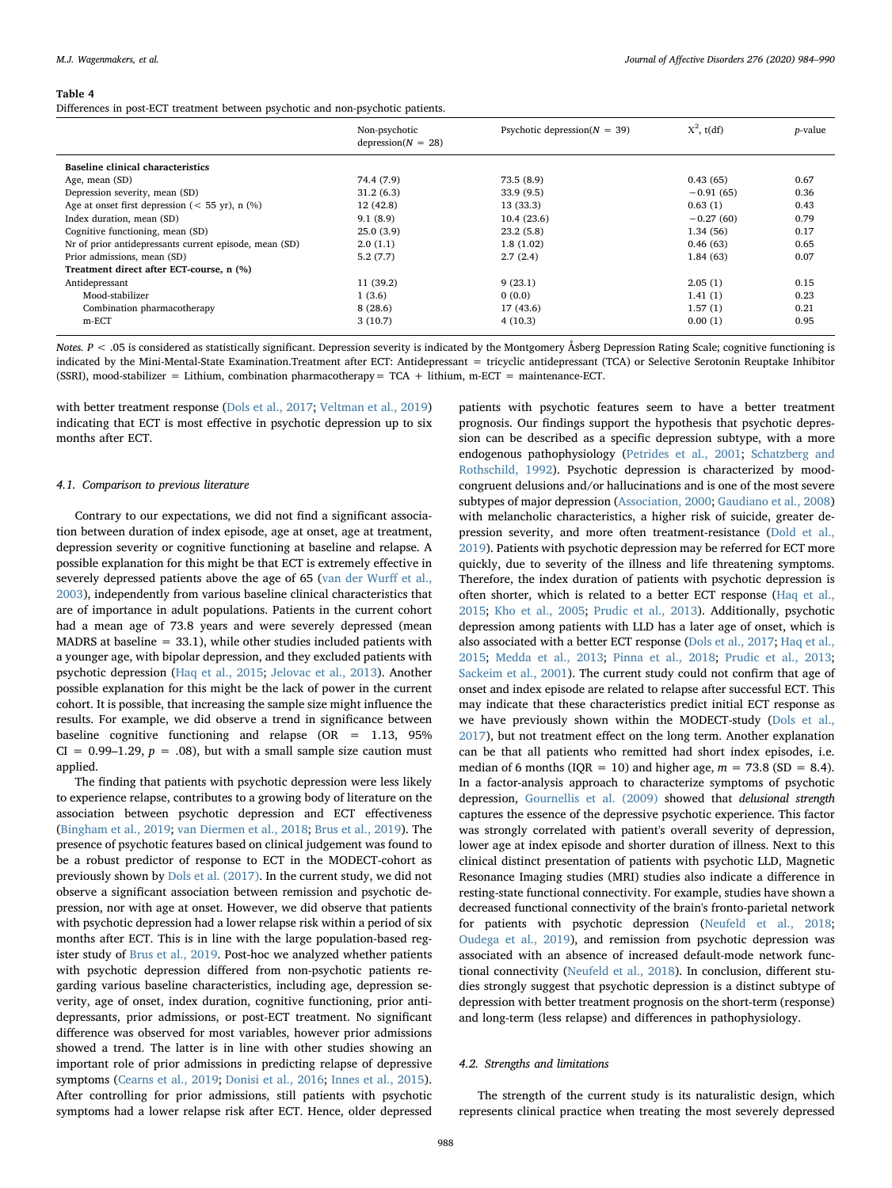**Table 4**
Differences in post-ECT treatment between psychotic and non-psychotic patients.

| | Non-psychotic depression(N = 28) | Psychotic depression(N = 39) | $X^2$, t(df) | p-value |
|---|---|---|---|---|
| **Baseline clinical characteristics** | | | | |
| Age, mean (SD) | 74.4 (7.9) | 73.5 (8.9) | 0.43 (65) | 0.67 |
| Depression severity, mean (SD) | 31.2 (6.3) | 33.9 (9.5) | −0.91 (65) | 0.36 |
| Age at onset first depression (< 55 yr), n (%) | 12 (42.8) | 13 (33.3) | 0.63 (1) | 0.43 |
| Index duration, mean (SD) | 9.1 (8.9) | 10.4 (23.6) | −0.27 (60) | 0.79 |
| Cognitive functioning, mean (SD) | 25.0 (3.9) | 23.2 (5.8) | 1.34 (56) | 0.17 |
| Nr of prior antidepressants current episode, mean (SD) | 2.0 (1.1) | 1.8 (1.02) | 0.46 (63) | 0.65 |
| Prior admissions, mean (SD) | 5.2 (7.7) | 2.7 (2.4) | 1.84 (63) | 0.07 |
| **Treatment direct after ECT-course, n (%)** | | | | |
| Antidepressant | 11 (39.2) | 9 (23.1) | 2.05 (1) | 0.15 |
| Mood-stabilizer | 1 (3.6) | 0 (0.0) | 1.41 (1) | 0.23 |
| Combination pharmacotherapy | 8 (28.6) | 17 (43.6) | 1.57 (1) | 0.21 |
| m-ECT | 3 (10.7) | 4 (10.3) | 0.00 (1) | 0.95 |

*Notes.* $P < .05$ is considered as statistically significant. Depression severity is indicated by the Montgomery Åsberg Depression Rating Scale; cognitive functioning is indicated by the Mini-Mental-State Examination.Treatment after ECT: Antidepressant = tricyclic antidepressant (TCA) or Selective Serotonin Reuptake Inhibitor (SSRI), mood-stabilizer = Lithium, combination pharmacotherapy = TCA + lithium, m-ECT = maintenance-ECT.

with better treatment response (Dols et al., 2017; Veltman et al., 2019) indicating that ECT is most effective in psychotic depression up to six months after ECT.

### 4.1. Comparison to previous literature

Contrary to our expectations, we did not find a significant association between duration of index episode, age at onset, age at treatment, depression severity or cognitive functioning at baseline and relapse. A possible explanation for this might be that ECT is extremely effective in severely depressed patients above the age of 65 (van der Wurff et al., 2003), independently from various baseline clinical characteristics that are of importance in adult populations. Patients in the current cohort had a mean age of 73.8 years and were severely depressed (mean MADRS at baseline = 33.1), while other studies included patients with a younger age, with bipolar depression, and they excluded patients with psychotic depression (Haq et al., 2015; Jelovac et al., 2013). Another possible explanation for this might be the lack of power in the current cohort. It is possible, that increasing the sample size might influence the results. For example, we did observe a trend in significance between baseline cognitive functioning and relapse (OR = 1.13, 95% CI = 0.99–1.29, $p$ = .08), but with a small sample size caution must applied.

The finding that patients with psychotic depression were less likely to experience relapse, contributes to a growing body of literature on the association between psychotic depression and ECT effectiveness (Bingham et al., 2019; van Diermen et al., 2018; Brus et al., 2019). The presence of psychotic features based on clinical judgement was found to be a robust predictor of response to ECT in the MODECT-cohort as previously shown by Dols et al. (2017). In the current study, we did not observe a significant association between remission and psychotic depression, nor with age at onset. However, we did observe that patients with psychotic depression had a lower relapse risk within a period of six months after ECT. This is in line with the large population-based register study of Brus et al., 2019. Post-hoc we analyzed whether patients with psychotic depression differed from non-psychotic patients regarding various baseline characteristics, including age, depression severity, age of onset, index duration, cognitive functioning, prior antidepressants, prior admissions, or post-ECT treatment. No significant difference was observed for most variables, however prior admissions showed a trend. The latter is in line with other studies showing an important role of prior admissions in predicting relapse of depressive symptoms (Cearns et al., 2019; Donisi et al., 2016; Innes et al., 2015). After controlling for prior admissions, still patients with psychotic symptoms had a lower relapse risk after ECT. Hence, older depressed patients with psychotic features seem to have a better treatment prognosis. Our findings support the hypothesis that psychotic depression can be described as a specific depression subtype, with a more endogenous pathophysiology (Petrides et al., 2001; Schatzberg and Rothschild, 1992). Psychotic depression is characterized by mood-congruent delusions and/or hallucinations and is one of the most severe subtypes of major depression (Association, 2000; Gaudiano et al., 2008) with melancholic characteristics, a higher risk of suicide, greater depression severity, and more often treatment-resistance (Dold et al., 2019). Patients with psychotic depression may be referred for ECT more quickly, due to severity of the illness and life threatening symptoms. Therefore, the index duration of patients with psychotic depression is often shorter, which is related to a better ECT response (Haq et al., 2015; Kho et al., 2005; Prudic et al., 2013). Additionally, psychotic depression among patients with LLD has a later age of onset, which is also associated with a better ECT response (Dols et al., 2017; Haq et al., 2015; Medda et al., 2013; Pinna et al., 2018; Prudic et al., 2013; Sackeim et al., 2001). The current study could not confirm that age of onset and index episode are related to relapse after successful ECT. This may indicate that these characteristics predict initial ECT response as we have previously shown within the MODECT-study (Dols et al., 2017), but not treatment effect on the long term. Another explanation can be that all patients who remitted had short index episodes, i.e. median of 6 months (IQR = 10) and higher age, $m$ = 73.8 (SD = 8.4). In a factor-analysis approach to characterize symptoms of psychotic depression, Gournellis et al. (2009) showed that *delusional strength* captures the essence of the depressive psychotic experience. This factor was strongly correlated with patient's overall severity of depression, lower age at index episode and shorter duration of illness. Next to this clinical distinct presentation of patients with psychotic LLD, Magnetic Resonance Imaging studies (MRI) studies also indicate a difference in resting-state functional connectivity. For example, studies have shown a decreased functional connectivity of the brain's fronto-parietal network for patients with psychotic depression (Neufeld et al., 2018; Oudega et al., 2019), and remission from psychotic depression was associated with an absence of increased default-mode network functional connectivity (Neufeld et al., 2018). In conclusion, different studies strongly suggest that psychotic depression is a distinct subtype of depression with better treatment prognosis on the short-term (response) and long-term (less relapse) and differences in pathophysiology.

### 4.2. Strengths and limitations

The strength of the current study is its naturalistic design, which represents clinical practice when treating the most severely depressed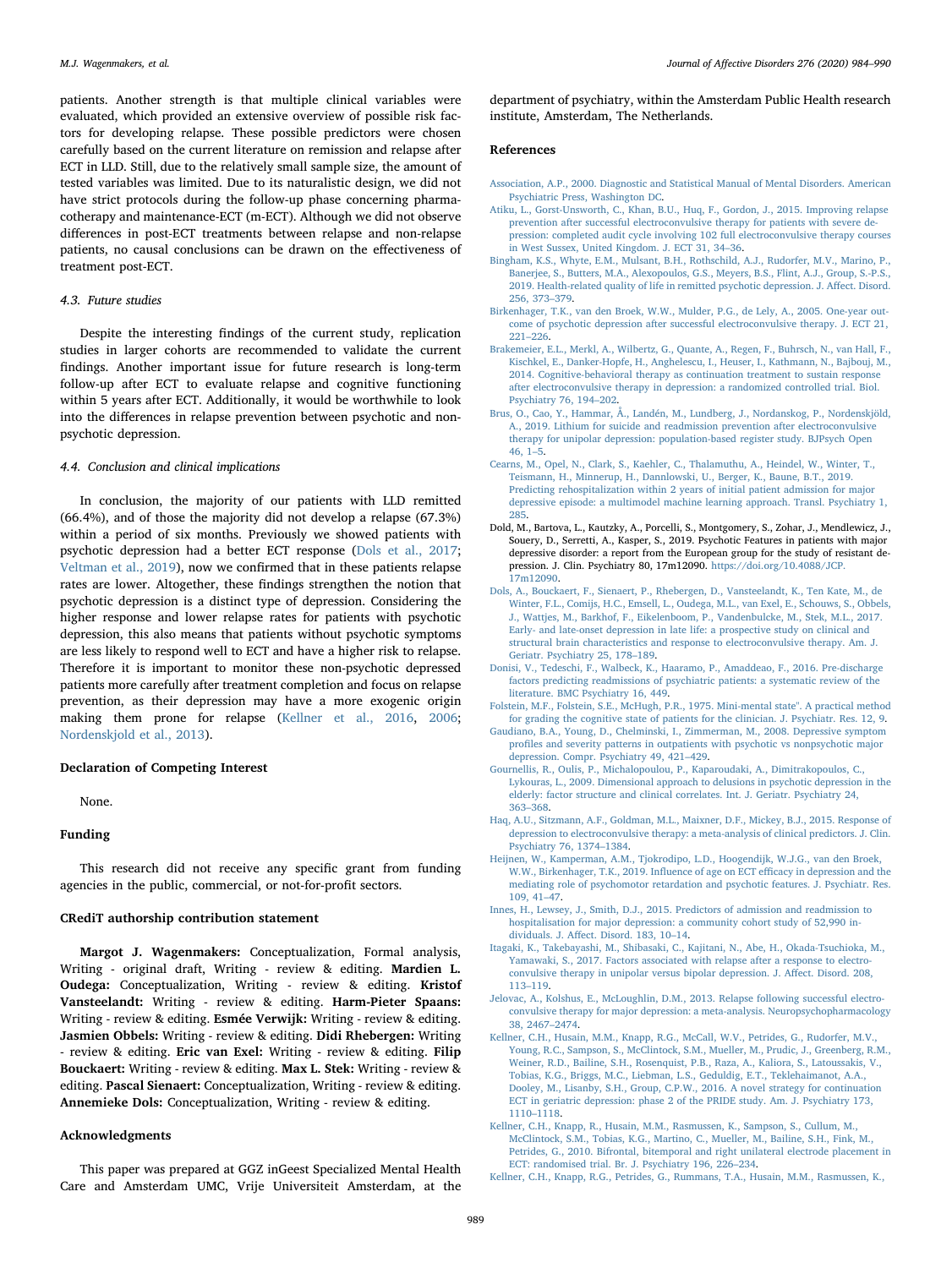patients. Another strength is that multiple clinical variables were evaluated, which provided an extensive overview of possible risk factors for developing relapse. These possible predictors were chosen carefully based on the current literature on remission and relapse after ECT in LLD. Still, due to the relatively small sample size, the amount of tested variables was limited. Due to its naturalistic design, we did not have strict protocols during the follow-up phase concerning pharmacotherapy and maintenance-ECT (m-ECT). Although we did not observe differences in post-ECT treatments between relapse and non-relapse patients, no causal conclusions can be drawn on the effectiveness of treatment post-ECT.

### 4.3. Future studies

Despite the interesting findings of the current study, replication studies in larger cohorts are recommended to validate the current findings. Another important issue for future research is long-term follow-up after ECT to evaluate relapse and cognitive functioning within 5 years after ECT. Additionally, it would be worthwhile to look into the differences in relapse prevention between psychotic and non-psychotic depression.

### 4.4. Conclusion and clinical implications

In conclusion, the majority of our patients with LLD remitted (66.4%), and of those the majority did not develop a relapse (67.3%) within a period of six months. Previously we showed patients with psychotic depression had a better ECT response (Dols et al., 2017; Veltman et al., 2019), now we confirmed that in these patients relapse rates are lower. Altogether, these findings strengthen the notion that psychotic depression is a distinct type of depression. Considering the higher response and lower relapse rates for patients with psychotic depression, this also means that patients without psychotic symptoms are less likely to respond well to ECT and have a higher risk to relapse. Therefore it is important to monitor these non-psychotic depressed patients more carefully after treatment completion and focus on relapse prevention, as their depression may have a more exogenic origin making them prone for relapse (Kellner et al., 2016, 2006; Nordenskjold et al., 2013).

## Declaration of Competing Interest

None.

## Funding

This research did not receive any specific grant from funding agencies in the public, commercial, or not-for-profit sectors.

## CRediT authorship contribution statement

**Margot J. Wagenmakers:** Conceptualization, Formal analysis, Writing - original draft, Writing - review & editing. **Mardien L. Oudega:** Conceptualization, Writing - review & editing. **Kristof Vansteelandt:** Writing - review & editing. **Harm-Pieter Spaans:** Writing - review & editing. **Esmée Verwijk:** Writing - review & editing. **Jasmien Obbels:** Writing - review & editing. **Didi Rhebergen:** Writing - review & editing. **Eric van Exel:** Writing - review & editing. **Filip Bouckaert:** Writing - review & editing. **Max L. Stek:** Writing - review & editing. **Pascal Sienaert:** Conceptualization, Writing - review & editing. **Annemieke Dols:** Conceptualization, Writing - review & editing.

## Acknowledgments

This paper was prepared at GGZ inGeest Specialized Mental Health Care and Amsterdam UMC, Vrije Universiteit Amsterdam, at the department of psychiatry, within the Amsterdam Public Health research institute, Amsterdam, The Netherlands.

## References

Association, A.P., 2000. Diagnostic and Statistical Manual of Mental Disorders. American Psychiatric Press, Washington DC.

Atiku, L., Gorst-Unsworth, C., Khan, B.U., Huq, F., Gordon, J., 2015. Improving relapse prevention after successful electroconvulsive therapy for patients with severe depression: completed audit cycle involving 102 full electroconvulsive therapy courses in West Sussex, United Kingdom. J. ECT 31, 34–36.

Bingham, K.S., Whyte, E.M., Mulsant, B.H., Rothschild, A.J., Rudorfer, M.V., Marino, P., Banerjee, S., Butters, M.A., Alexopoulos, G.S., Meyers, B.S., Flint, A.J., Group, S.-P.S., 2019. Health-related quality of life in remitted psychotic depression. J. Affect. Disord. 256, 373–379.

Birkenhager, T.K., van den Broek, W.W., Mulder, P.G., de Lely, A., 2005. One-year outcome of psychotic depression after successful electroconvulsive therapy. J. ECT 21, 221–226.

Brakemeier, E.L., Merkl, A., Wilbertz, G., Quante, A., Regen, F., Buhrsch, N., van Hall, F., Kischkel, E., Danker-Hopfe, H., Anghelescu, I., Heuser, I., Kathmann, N., Bajbouj, M., 2014. Cognitive-behavioral therapy as continuation treatment to sustain response after electroconvulsive therapy in depression: a randomized controlled trial. Biol. Psychiatry 76, 194–202.

Brus, O., Cao, Y., Hammar, Å., Landén, M., Lundberg, J., Nordanskog, P., Nordenskjöld, A., 2019. Lithium for suicide and readmission prevention after electroconvulsive therapy for unipolar depression: population-based register study. BJPsych Open 46, 1–5.

Cearns, M., Opel, N., Clark, S., Kaehler, C., Thalamuthu, A., Heindel, W., Winter, T., Teismann, H., Minnerup, H., Dannlowski, U., Berger, K., Baune, B.T., 2019. Predicting rehospitalization within 2 years of initial patient admission for major depressive episode: a multimodel machine learning approach. Transl. Psychiatry 1, 285.

Dold, M., Bartova, L., Kautzky, A., Porcelli, S., Montgomery, S., Zohar, J., Mendlewicz, J., Souery, D., Serretti, A., Kasper, S., 2019. Psychotic Features in patients with major depressive disorder: a report from the European group for the study of resistant depression. J. Clin. Psychiatry 80, 17m12090. https://doi.org/10.4088/JCP.17m12090.

Dols, A., Bouckaert, F., Sienaert, P., Rhebergen, D., Vansteelandt, K., Ten Kate, M., de Winter, F.L., Comijs, H.C., Emsell, L., Oudega, M.L., van Exel, E., Schouws, S., Obbels, J., Wattjes, M., Barkhof, F., Eikelenboom, P., Vandenbulcke, M., Stek, M.L., 2017. Early- and late-onset depression in late life: a prospective study on clinical and structural brain characteristics and response to electroconvulsive therapy. Am. J. Geriatr. Psychiatry 25, 178–189.

Donisi, V., Tedeschi, F., Walbeck, K., Haaramo, P., Amaddeao, F., 2016. Pre-discharge factors predicting readmissions of psychiatric patients: a systematic review of the literature. BMC Psychiatry 16, 449.

Folstein, M.F., Folstein, S.E., McHugh, P.R., 1975. Mini-mental state". A practical method for grading the cognitive state of patients for the clinician. J. Psychiatr. Res. 12, 9.

Gaudiano, B.A., Young, D., Chelminski, I., Zimmerman, M., 2008. Depressive symptom profiles and severity patterns in outpatients with psychotic vs nonpsychotic major depression. Compr. Psychiatry 49, 421–429.

Gournellis, R., Oulis, P., Michalopoulou, P., Kaparoudaki, A., Dimitrakopoulos, C., Lykouras, L., 2009. Dimensional approach to delusions in psychotic depression in the elderly: factor structure and clinical correlates. Int. J. Geriatr. Psychiatry 24, 363–368.

Haq, A.U., Sitzmann, A.F., Goldman, M.L., Maixner, D.F., Mickey, B.J., 2015. Response of depression to electroconvulsive therapy: a meta-analysis of clinical predictors. J. Clin. Psychiatry 76, 1374–1384.

Heijnen, W., Kamperman, A.M., Tjokrodipo, L.D., Hoogendijk, W.J.G., van den Broek, W.W., Birkenhager, T.K., 2019. Influence of age on ECT efficacy in depression and the mediating role of psychomotor retardation and psychotic features. J. Psychiatr. Res. 109, 41–47.

Innes, H., Lewsey, J., Smith, D.J., 2015. Predictors of admission and readmission to hospitalisation for major depression: a community cohort study of 52,990 individuals. J. Affect. Disord. 183, 10–14.

Itagaki, K., Takebayashi, M., Shibasaki, C., Kajitani, N., Abe, H., Okada-Tsuchioka, M., Yamawaki, S., 2017. Factors associated with relapse after a response to electroconvulsive therapy in unipolar versus bipolar depression. J. Affect. Disord. 208, 113–119.

Jelovac, A., Kolshus, E., McLoughlin, D.M., 2013. Relapse following successful electroconvulsive therapy for major depression: a meta-analysis. Neuropsychopharmacology 38, 2467–2474.

Kellner, C.H., Husain, M.M., Knapp, R.G., McCall, W.V., Petrides, G., Rudorfer, M.V., Young, R.C., Sampson, S., McClintock, S.M., Mueller, M., Prudic, J., Greenberg, R.M., Weiner, R.D., Bailine, S.H., Rosenquist, P.B., Raza, A., Kaliora, S., Latoussakis, V., Tobias, K.G., Briggs, M.C., Liebman, L.S., Geduldig, E.T., Teklehaimanot, A.A., Dooley, M., Lisanby, S.H., Group, C.P.W., 2016. A novel strategy for continuation ECT in geriatric depression: phase 2 of the PRIDE study. Am. J. Psychiatry 173, 1110–1118.

Kellner, C.H., Knapp, R., Husain, M.M., Rasmussen, K., Sampson, S., Cullum, M., McClintock, S.M., Tobias, K.G., Martino, C., Mueller, M., Bailine, S.H., Fink, M., Petrides, G., 2010. Bifrontal, bitemporal and right unilateral electrode placement in ECT: randomised trial. Br. J. Psychiatry 196, 226–234.

Kellner, C.H., Knapp, R.G., Petrides, G., Rummans, T.A., Husain, M.M., Rasmussen, K.,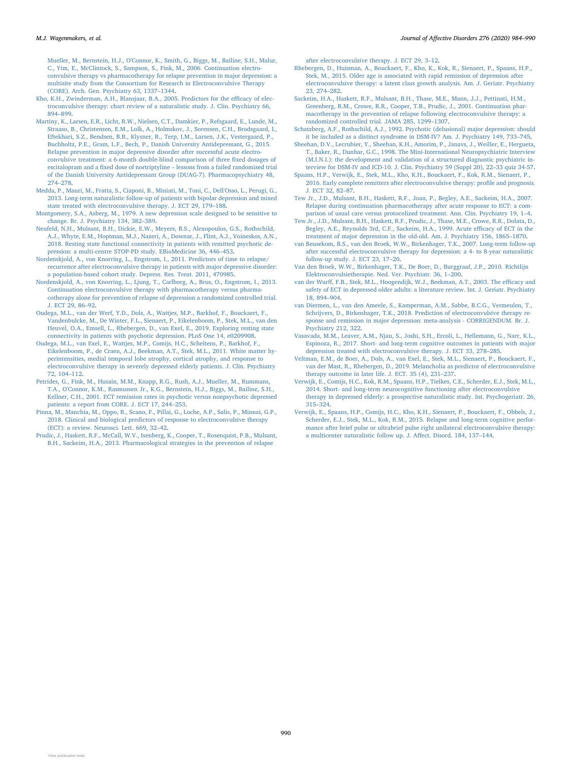Mueller, M., Bernstein, H.J., O'Connor, K., Smith, G., Biggs, M., Bailine, S.H., Malur, C., Yim, E., McClintock, S., Sampson, S., Fink, M., 2006. Continuation electroconvulsive therapy vs pharmacotherapy for relapse prevention in major depression: a multisite study from the Consortium for Research in Electroconvulsive Therapy (CORE). Arch. Gen. Psychiatry 63, 1337–1344.

Kho, K.H., Zwinderman, A.H., Blansjaar, B.A., 2005. Predictors for the efficacy of electroconvulsive therapy: chart review of a naturalistic study. J. Clin. Psychiatry 66, 894–899.

Martiny, K., Larsen, E.R., Licht, R.W., Nielsen, C.T., Damkier, P., Refsgaard, E., Lunde, M., Straaso, B., Christensen, E.M., Lolk, A., Holmskov, J., Sorensen, C.H., Brodsgaard, I., Eftekhari, S.Z., Bendsen, B.B., Klysner, R., Terp, I.M., Larsen, J.K., Vestergaard, P., Buchholtz, P.E., Gram, L.F., Bech, P., Danish University Antidepressant, G., 2015. Relapse prevention in major depressive disorder after successful acute electroconvulsive treatment: a 6-month double-blind comparison of three fixed dosages of escitalopram and a fixed dose of nortriptyline – lessons from a failed randomised trial of the Danish University Antidepressant Group (DUAG-7). Pharmacopsychiatry 48, 274–278.

Medda, P., Mauri, M., Fratta, S., Ciaponi, B., Miniati, M., Toni, C., Dell'Osso, L., Perugi, G., 2013. Long-term naturalistic follow-up of patients with bipolar depression and mixed state treated with electroconvulsive therapy. J. ECT 29, 179–188.

Montgomery, S.A., Asberg, M., 1979. A new depression scale designed to be sensitive to change. Br. J. Psychiatry 134, 382–389.

Neufeld, N.H., Mulsant, B.H., Dickie, E.W., Meyers, B.S., Alexopoulos, G.S., Rothschild, A.J., Whyte, E.M., Hoptman, M.J., Nazeri, A., Downar, J., Flint, A.J., Voineskos, A.N., 2018. Resting state functional connectivity in patients with remitted psychotic depression: a multi-centre STOP-PD study. EBioMedicine 36, 446–453.

Nordenskjold, A., von Knorring, L., Engstrom, I., 2011. Predictors of time to relapse/recurrence after electroconvulsive therapy in patients with major depressive disorder: a population-based cohort study. Depress. Res. Treat. 2011, 470985.

Nordenskjold, A., von Knorring, L., Ljung, T., Carlborg, A., Brus, O., Engstrom, I., 2013. Continuation electroconvulsive therapy with pharmacotherapy versus pharmacotherapy alone for prevention of relapse of depression a randomized controlled trial. J. ECT 29, 86–92.

Oudega, M.L., van der Werf, Y.D., Dols, A., Wattjes, M.P., Barkhof, F., Bouckaert, F., Vandenbulcke, M., De Winter, F.L., Sienaert, P., Eikelenboom, P., Stek, M.L., van den Heuvel, O.A., Emsell, L., Rhebergen, D., van Exel, E., 2019. Exploring resting state connectivity in patients with psychotic depression. PLoS One 14, e0209908.

Oudega, M.L., van Exel, E., Wattjes, M.P., Comijs, H.C., Scheltens, P., Barkhof, F., Eikelenboom, P., de Craen, A.J., Beekman, A.T., Stek, M.L., 2011. White matter hyperintensities, medial temporal lobe atrophy, cortical atrophy, and response to electroconvulsive therapy in severely depressed elderly patients. J. Clin. Psychiatry 72, 104–112.

Petrides, G., Fink, M., Husain, M.M., Knapp, R.G., Rush, A.J., Mueller, M., Rummans, T.A., O'Connor, K.M., Rasmussen Jr., K.G., Bernstein, H.J., Biggs, M., Bailine, S.H., Kellner, C.H., 2001. ECT remission rates in psychotic versus nonpsychotic depressed patients: a report from CORE. J. ECT 17, 244–253.

Pinna, M., Manchia, M., Oppo, R., Scano, F., Pillai, G., Loche, A.P., Salis, P., Minnai, G.P., 2018. Clinical and biological predictors of response to electroconvulsive therapy (ECT): a review. Neurosci. Lett. 669, 32–42.

Prudic, J., Haskett, R.F., McCall, W.V., Isenberg, K., Cooper, T., Rosenquist, P.B., Mulsant, B.H., Sackeim, H.A., 2013. Pharmacological strategies in the prevention of relapse after electroconvulsive therapy. J. ECT 29, 3–12.

Rhebergen, D., Huisman, A., Bouckaert, F., Kho, K., Kok, R., Sienaert, P., Spaans, H.P., Stek, M., 2015. Older age is associated with rapid remission of depression after electroconvulsive therapy: a latent class growth analysis. Am. J. Geriatr. Psychiatry 23, 274–282.

Sackeim, H.A., Haskett, R.F., Mulsant, B.H., Thase, M.E., Mann, J.J., Pettinati, H.M., Greenberg, R.M., Crowe, R.R., Cooper, T.B., Prudic, J., 2001. Continuation pharmacotherapy in the prevention of relapse following electroconvulsive therapy: a randomized controlled trial. JAMA 285, 1299–1307.

Schatzberg, A.F., Rothschild, A.J., 1992. Psychotic (delusional) major depression: should it be included as a distinct syndrome in DSM-IV? Am. J. Psychiatry 149, 733–745.

Sheehan, D.V., Lecrubier, Y., Sheehan, K.H., Amorim, P., Janavs, J., Weiller, E., Hergueta, T., Baker, R., Dunbar, G.C., 1998. The Mini-International Neuropsychiatric Interview (M.I.N.I.): the development and validation of a structured diagnostic psychiatric interview for DSM-IV and ICD-10. J. Clin. Psychiatry 59 (Suppl 20), 22–33 quiz 34-57.

Spaans, H.P., Verwijk, E., Stek, M.L., Kho, K.H., Bouckaert, F., Kok, R.M., Sienaert, P., 2016. Early complete remitters after electroconvulsive therapy: profile and prognosis. J. ECT 32, 82–87.

Tew Jr., J.D., Mulsant, B.H., Haskett, R.F., Joan, P., Begley, A.E., Sackeim, H.A., 2007. Relapse during continuation pharmacotherapy after acute response to ECT: a comparison of usual care versus protocolized treatment. Ann. Clin. Psychiatry 19, 1–4.

Tew Jr., J.D., Mulsant, B.H., Haskett, R.F., Prudic, J., Thase, M.E., Crowe, R.R., Dolata, D., Begley, A.E., Reynolds 3rd, C.F., Sackeim, H.A., 1999. Acute efficacy of ECT in the treatment of major depression in the old-old. Am. J. Psychiatry 156, 1865–1870.

van Beusekom, B.S., van den Broek, W.W., Birkenhager, T.K., 2007. Long-term follow-up after successful electroconvulsive therapy for depression: a 4- to 8-year naturalistic follow-up study. J. ECT 23, 17–20.

Van den Broek, W.W., Birkenhager, T.K., De Boer, D., Burggraaf, J.P., 2010. Richtlijn Elektroconvulsietherapie. Ned. Ver. Psychiatr. 36, 1–200.

van der Wurff, F.B., Stek, M.L., Hoogendijk, W.J., Beekman, A.T., 2003. The efficacy and safety of ECT in depressed older adults: a literature review. Int. J. Geriatr. Psychiatry 18, 894–904.

van Diermen, L., van den Ameele, S., Kamperman, A.M., Sabbe, B.C.G., Vermeulen, T., Schrijvers, D., Birkenhager, T.K., 2018. Prediction of electroconvulsive therapy response and remission in major depression: meta-analysis - CORRIGENDUM. Br. J. Psychiatry 212, 322.

Vasavada, M.M., Leaver, A.M., Njau, S., Joshi, S.H., Ercoli, L., Hellemann, G., Narr, K.L., Espinoza, R., 2017. Short- and long-term cognitive outcomes in patients with major depression treated with electroconvulsive therapy. J. ECT 33, 278–285.

Veltman, E.M., de Boer, A., Dols, A., van Exel, E., Stek, M.L., Sienaert, P., Bouckaert, F., van der Mast, R., Rhebergen, D., 2019. Melancholia as predictor of electroconvulsive therapy outcome in later life. J. ECT. 35 (4), 231–237.

Verwijk, E., Comijs, H.C., Kok, R.M., Spaans, H.P., Tielkes, C.E., Scherder, E.J., Stek, M.L., 2014. Short- and long-term neurocognitive functioning after electroconvulsive therapy in depressed elderly: a prospective naturalistic study. Int. Psychogeriatr. 26, 315–324.

Verwijk, E., Spaans, H.P., Comijs, H.C., Kho, K.H., Sienaert, P., Bouckaert, F., Obbels, J., Scherder, E.J., Stek, M.L., Kok, R.M., 2015. Relapse and long-term cognitive performance after brief pulse or ultrabrief pulse right unilateral electroconvulsive therapy: a multicenter naturalistic follow up. J. Affect. Disord. 184, 137–144.